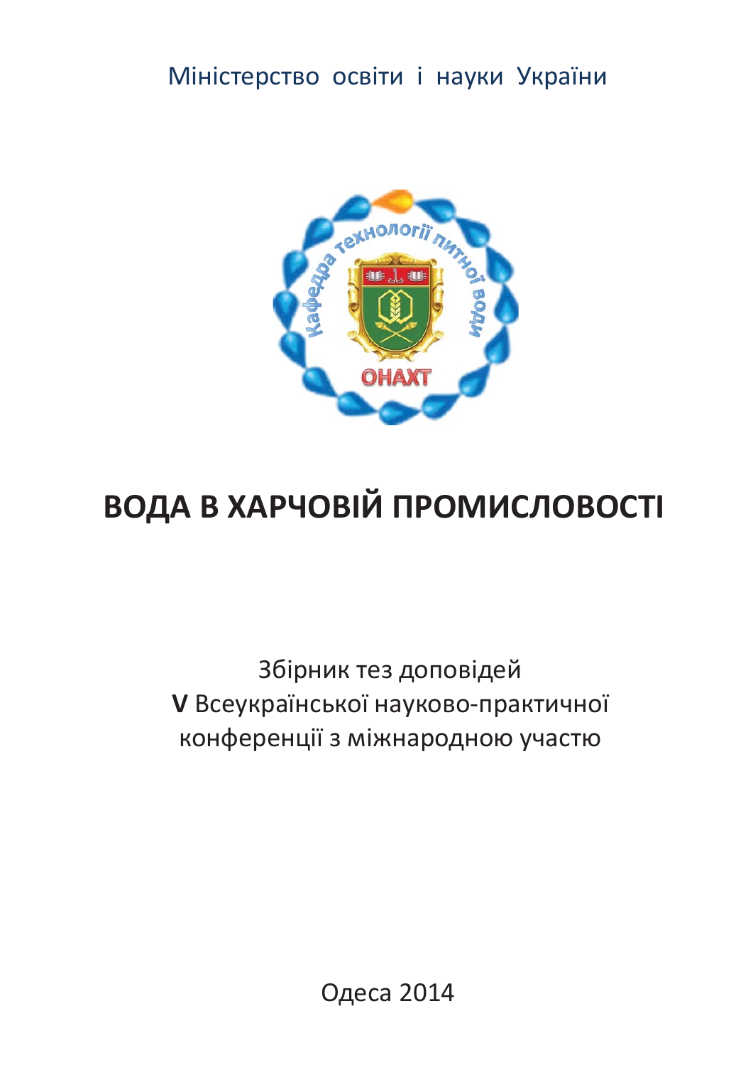Міністерство освіти і науки України

# ВОДА В ХАРЧОВІЙ ПРОМИСЛОВОСТІ

Збірник тез доповідей
**V** Всеукраїнської науково-практичної
конференції з міжнародною участю

Одеса 2014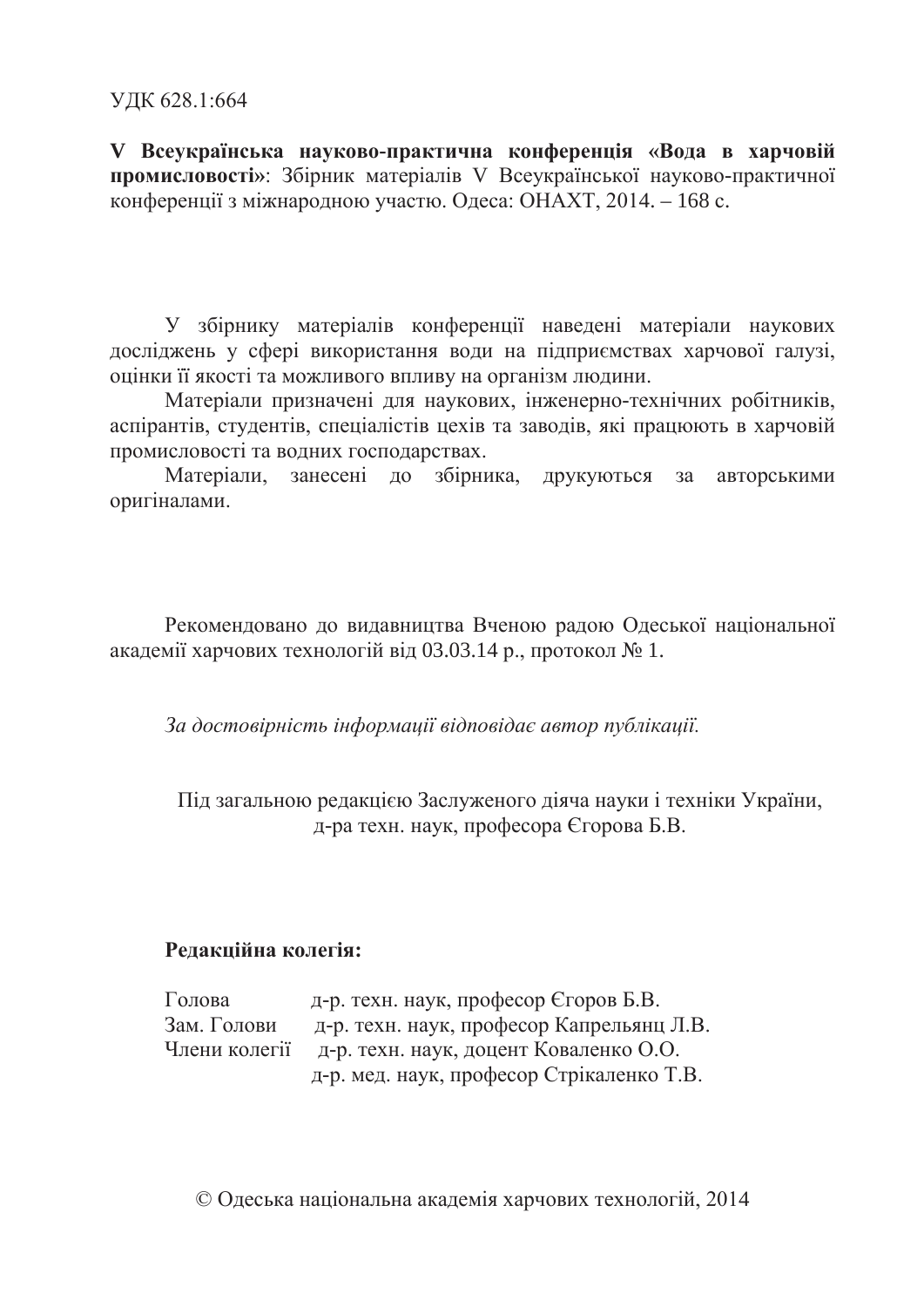УДК 628.1:664

**V Всеукраїнська науково-практична конференція «Вода в харчовій промисловості»**: Збірник матеріалів V Всеукраїнської науково-практичної конференції з міжнародною участю. Одеса: ОНАХТ, 2014. – 168 с.

У збірнику матеріалів конференції наведені матеріали наукових досліджень у сфері використання води на підприємствах харчової галузі, оцінки її якості та можливого впливу на організм людини.

Матеріали призначені для наукових, інженерно-технічних робітників, аспірантів, студентів, спеціалістів цехів та заводів, які працюють в харчовій промисловості та водних господарствах.

Матеріали, занесені до збірника, друкуються за авторськими оригіналами.

Рекомендовано до видавництва Вченою радою Одеської національної академії харчових технологій від 03.03.14 р., протокол № 1.

*За достовірність інформації відповідає автор публікації.*

Під загальною редакцією Заслуженого діяча науки і техніки України, д-ра техн. наук, професора Єгорова Б.В.

**Редакційна колегія:**

| | |
|---|---|
| Голова | д-р. техн. наук, професор Єгоров Б.В. |
| Зам. Голови | д-р. техн. наук, професор Капрельянц Л.В. |
| Члени колегії | д-р. техн. наук, доцент Коваленко О.О. |
| | д-р. мед. наук, професор Стрікаленко Т.В. |

© Одеська національна академія харчових технологій, 2014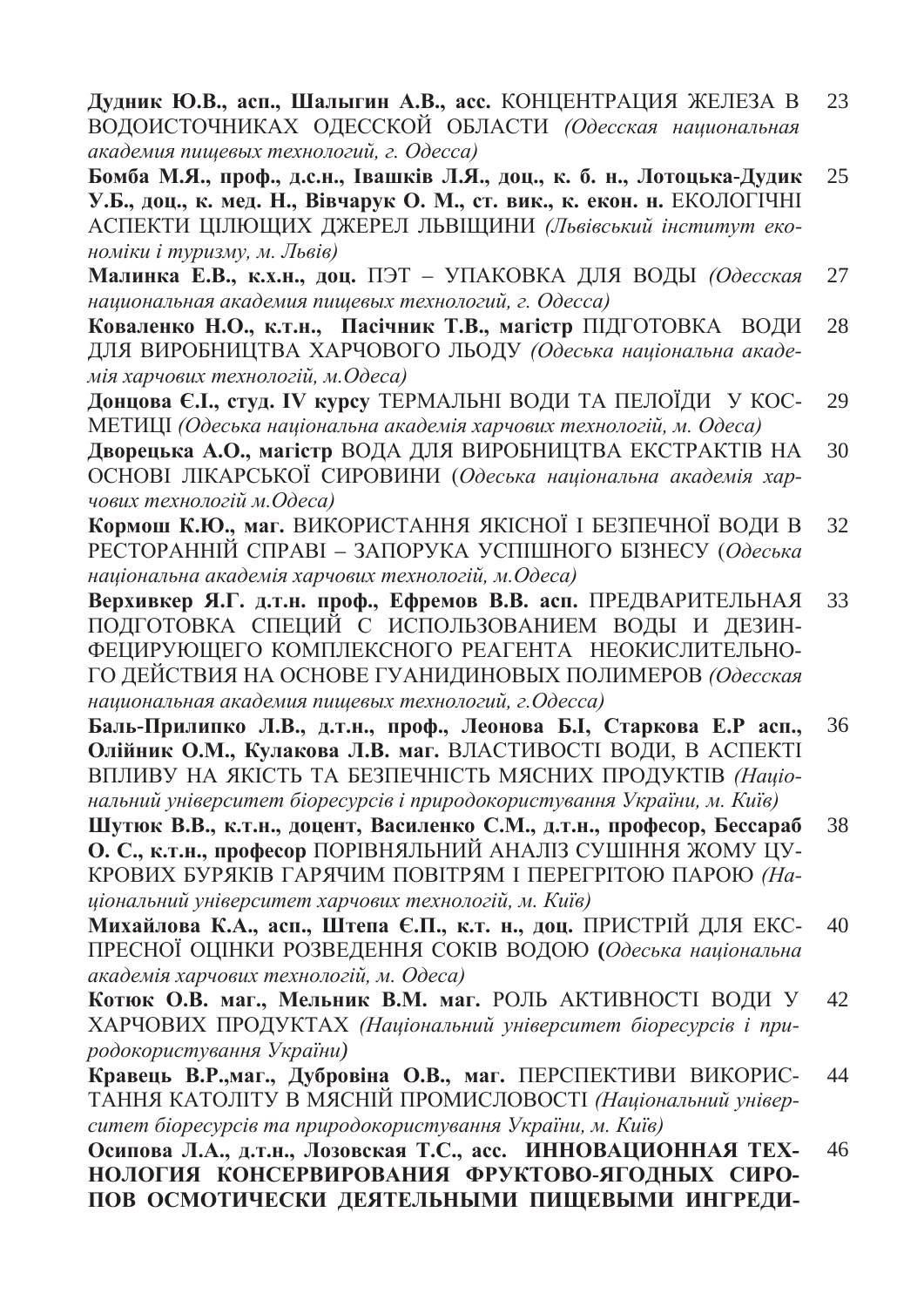**Дудник Ю.В., асп., Шалыгин А.В., асс.** КОНЦЕНТРАЦИЯ ЖЕЛЕЗА В ВОДОИСТОЧНИКАХ ОДЕССКОЙ ОБЛАСТИ *(Одесская национальная академия пищевых технологий, г. Одесса)* 23

**Бомба М.Я., проф., д.с.н., Івашків Л.Я., доц., к. б. н., Лотоцька-Дудик У.Б., доц., к. мед. Н., Вівчарук О. М., ст. вик., к. екон. н.** ЕКОЛОГІЧНІ АСПЕКТИ ЦІЛЮЩИХ ДЖЕРЕЛ ЛЬВІЩИНИ *(Львівський інститут економіки і туризму, м. Львів)* 25

**Малинка Е.В., к.х.н., доц.** ПЭТ – УПАКОВКА ДЛЯ ВОДЫ *(Одесская национальная академия пищевых технологий, г. Одесса)* 27

**Коваленко Н.О., к.т.н., Пасічник Т.В., магістр** ПІДГОТОВКА ВОДИ ДЛЯ ВИРОБНИЦТВА ХАРЧОВОГО ЛЬОДУ *(Одеська національна академія харчових технологій, м.Одеса)* 28

**Донцова Є.І., студ. IV курсу** ТЕРМАЛЬНІ ВОДИ ТА ПЕЛОЇДИ У КОСМЕТИЦІ *(Одеська національна академія харчових технологій, м. Одеса)* 29

**Дворецька А.О., магістр** ВОДА ДЛЯ ВИРОБНИЦТВА ЕКСТРАКТІВ НА ОСНОВІ ЛІКАРСЬКОЇ СИРОВИНИ (*Одеська національна академія харчових технологій м.Одеса)* 30

**Кормош К.Ю., маг.** ВИКОРИСТАННЯ ЯКІСНОЇ І БЕЗПЕЧНОЇ ВОДИ В РЕСТОРАННІЙ СПРАВІ – ЗАПОРУКА УСПІШНОГО БІЗНЕСУ (*Одеська національна академія харчових технологій, м.Одеса)* 32

**Верхивкер Я.Г. д.т.н. проф., Ефремов В.В. асп.** ПРЕДВАРИТЕЛЬНАЯ ПОДГОТОВКА СПЕЦИЙ С ИСПОЛЬЗОВАНИЕМ ВОДЫ И ДЕЗИНФЕЦИРУЮЩЕГО КОМПЛЕКСНОГО РЕАГЕНТА НЕОКИСЛИТЕЛЬНОГО ДЕЙСТВИЯ НА ОСНОВЕ ГУАНИДИНОВЫХ ПОЛИМЕРОВ *(Одесская национальная академия пищевых технологий, г.Одесса)* 33

**Баль-Прилипко Л.В., д.т.н., проф., Леонова Б.І, Старкова Е.Р асп., Олійник О.М., Кулакова Л.В. маг.** ВЛАСТИВОСТІ ВОДИ, В АСПЕКТІ ВПЛИВУ НА ЯКІСТЬ ТА БЕЗПЕЧНІСТЬ МЯСНИХ ПРОДУКТІВ *(Національний університет біоресурсів і природокористування України, м. Київ)* 36

**Шутюк В.В., к.т.н., доцент, Василенко С.М., д.т.н., професор, Бессараб О. С., к.т.н., професор** ПОРІВНЯЛЬНИЙ АНАЛІЗ СУШІННЯ ЖОМУ ЦУКРОВИХ БУРЯКІВ ГАРЯЧИМ ПОВІТРЯМ І ПЕРЕГРІТОЮ ПАРОЮ *(Національний університет харчових технологій, м. Київ)* 38

**Михайлова К.А., асп., Штепа Є.П., к.т. н., доц.** ПРИСТРІЙ ДЛЯ ЕКСПРЕСНОЇ ОЦІНКИ РОЗВЕДЕННЯ СОКІВ ВОДОЮ **(***Одеська національна академія харчових технологій, м. Одеса)* 40

**Котюк О.В. маг., Мельник В.М. маг.** РОЛЬ АКТИВНОСТІ ВОДИ У ХАРЧОВИХ ПРОДУКТАХ *(Національний університет біоресурсів і природокористування України)* 42

**Кравець В.Р.,маг., Дубровіна О.В., маг.** ПЕРСПЕКТИВИ ВИКОРИСТАННЯ КАТОЛІТУ В МЯСНІЙ ПРОМИСЛОВОСТІ *(Національний університет біоресурсів та природокористування України, м. Київ)* 44

**Осипова Л.А., д.т.н., Лозовская Т.С., асс. ИННОВАЦИОННАЯ ТЕХНОЛОГИЯ КОНСЕРВИРОВАНИЯ ФРУКТОВО-ЯГОДНЫХ СИРОПОВ ОСМОТИЧЕСКИ ДЕЯТЕЛЬНЫМИ ПИЩЕВЫМИ ИНГРЕДИ-** 46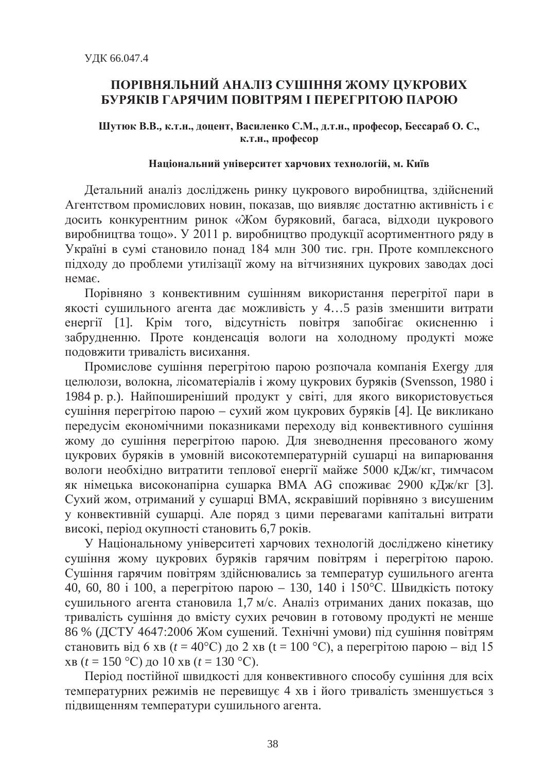УДК 66.047.4

# ПОРІВНЯЛЬНИЙ АНАЛІЗ СУШІННЯ ЖОМУ ЦУКРОВИХ БУРЯКІВ ГАРЯЧИМ ПОВІТРЯМ І ПЕРЕГРІТОЮ ПАРОЮ

**Шутюк В.В., к.т.н., доцент, Василенко С.М., д.т.н., професор, Бессараб О. С., к.т.н., професор**

**Національний університет харчових технологій, м. Київ**

Детальний аналіз досліджень ринку цукрового виробництва, здійснений Агентством промислових новин, показав, що виявляє достатню активність і є досить конкурентним ринок «Жом буряковий, багаса, відходи цукрового виробництва тощо». У 2011 р. виробництво продукції асортиментного ряду в Україні в сумі становило понад 184 млн 300 тис. грн. Проте комплексного підходу до проблеми утилізації жому на вітчизняних цукрових заводах досі немає.

Порівняно з конвективним сушінням використання перегрітої пари в якості сушильного агента дає можливість у 4…5 разів зменшити витрати енергії [1]. Крім того, відсутність повітря запобігає окисненню і забрудненню. Проте конденсація вологи на холодному продукті може подовжити тривалість висихання.

Промислове сушіння перегрітою парою розпочала компанія Exergy для целюлози, волокна, лісоматеріалів і жому цукрових буряків (Svensson, 1980 і 1984 р. р.). Найпоширеніший продукт у світі, для якого використовується сушіння перегрітою парою – сухий жом цукрових буряків [4]. Це викликано передусім економічними показниками переходу від конвективного сушіння жому до сушіння перегрітою парою. Для зневоднення пресованого жому цукрових буряків в умовній високотемпературній сушарці на випарювання вологи необхідно витратити теплової енергії майже 5000 кДж/кг, тимчасом як німецька високонапірна сушарка BMA AG споживає 2900 кДж/кг [3]. Сухий жом, отриманий у сушарці BMA, яскравіший порівняно з висушеним у конвективній сушарці. Але поряд з цими перевагами капітальні витрати високі, період окупності становить 6,7 років.

У Національному університеті харчових технологій досліджено кінетику сушіння жому цукрових буряків гарячим повітрям і перегрітою парою. Сушіння гарячим повітрям здійснювались за температур сушильного агента 40, 60, 80 і 100, а перегрітою парою – 130, 140 і 150°С. Швидкість потоку сушильного агента становила 1,7 м/с. Аналіз отриманих даних показав, що тривалість сушіння до вмісту сухих речовин в готовому продукті не менше 86 % (ДСТУ 4647:2006 Жом сушений. Технічні умови) під сушіння повітрям становить від 6 хв ($t$ = 40°С) до 2 хв ($t$ = 100 °С), а перегрітою парою – від 15 хв ($t$ = 150 °С) до 10 хв ($t$ = 130 °С).

Період постійної швидкості для конвективного способу сушіння для всіх температурних режимів не перевищує 4 хв і його тривалість зменшується з підвищенням температури сушильного агента.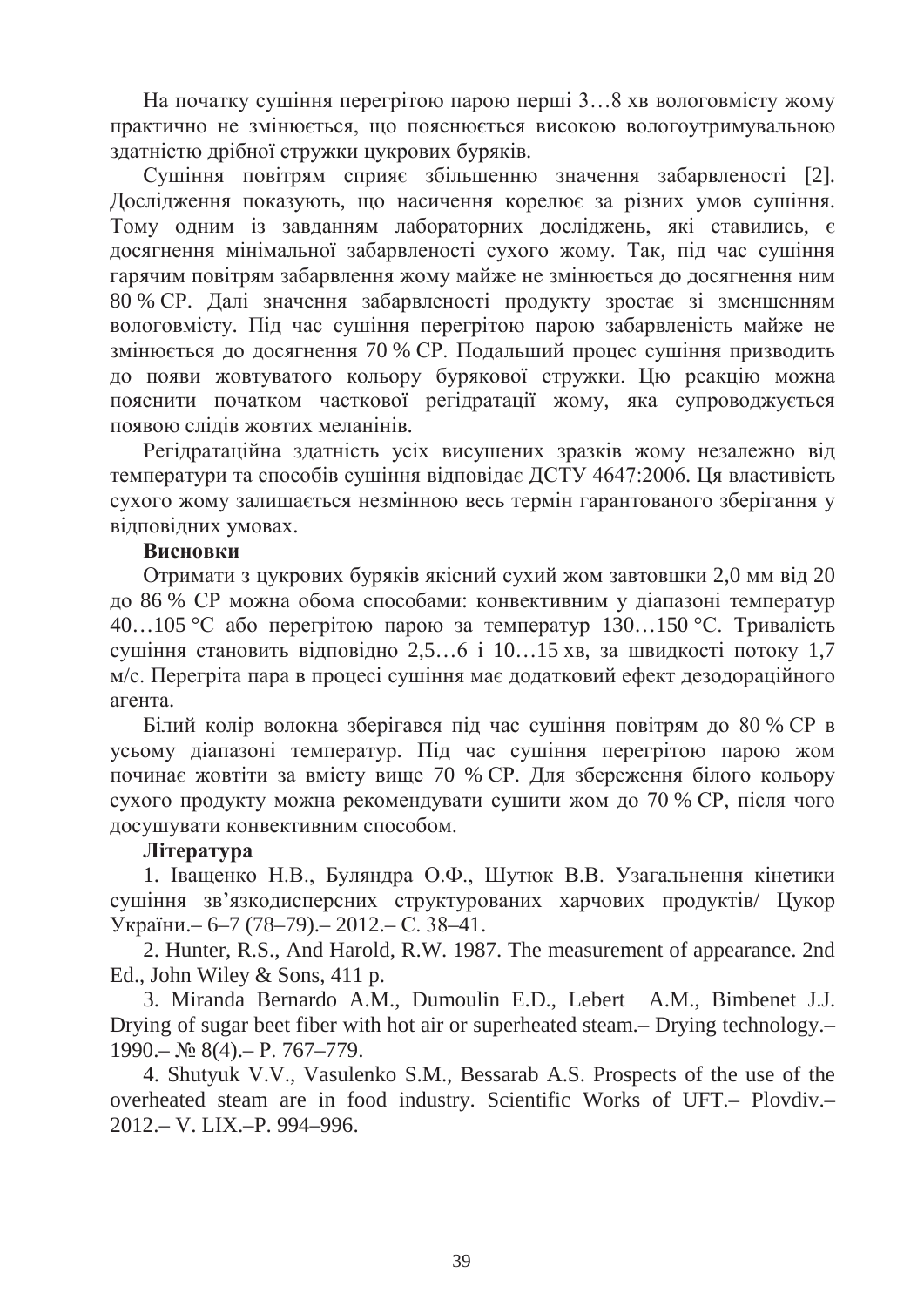На початку сушіння перегрітою парою перші 3…8 хв вологовмісту жому практично не змінюється, що пояснюється високою вологоутримувальною здатністю дрібної стружки цукрових буряків.

Сушіння повітрям сприяє збільшенню значення забарвленості [2]. Дослідження показують, що насичення корелює за різних умов сушіння. Тому одним із завданням лабораторних досліджень, які ставились, є досягнення мінімальної забарвленості сухого жому. Так, під час сушіння гарячим повітрям забарвлення жому майже не змінюється до досягнення ним 80 % СР. Далі значення забарвленості продукту зростає зі зменшенням вологовмісту. Під час сушіння перегрітою парою забарвленість майже не змінюється до досягнення 70 % СР. Подальший процес сушіння призводить до появи жовтуватого кольору бурякової стружки. Цю реакцію можна пояснити початком часткової регідратації жому, яка супроводжується появою слідів жовтих меланінів.

Регідратаційна здатність усіх висушених зразків жому незалежно від температури та способів сушіння відповідає ДСТУ 4647:2006. Ця властивість сухого жому залишається незмінною весь термін гарантованого зберігання у відповідних умовах.

**Висновки**

Отримати з цукрових буряків якісний сухий жом завтовшки 2,0 мм від 20 до 86 % СР можна обома способами: конвективним у діапазоні температур 40…105 °С або перегрітою парою за температур 130…150 °С. Тривалість сушіння становить відповідно 2,5…6 і 10…15 хв, за швидкості потоку 1,7 м/с. Перегріта пара в процесі сушіння має додатковий ефект дезодораційного агента.

Білий колір волокна зберігався під час сушіння повітрям до 80 % СР в усьому діапазоні температур. Під час сушіння перегрітою парою жом починає жовтіти за вмісту вище 70 % СР. Для збереження білого кольору сухого продукту можна рекомендувати сушити жом до 70 % СР, після чого досушувати конвективним способом.

**Література**

1. Іващенко Н.В., Буляндра О.Ф., Шутюк В.В. Узагальнення кінетики сушіння зв'язкодисперсних структурованих харчових продуктів/ Цукор України.– 6–7 (78–79).– 2012.– С. 38–41.

2. Hunter, R.S., And Harold, R.W. 1987. The measurement of appearance. 2nd Ed., John Wiley & Sons, 411 p.

3. Miranda Bernardo A.M., Dumoulin E.D., Lebert A.M., Bimbenet J.J. Drying of sugar beet fiber with hot air or superheated steam.– Drying technology.– 1990.– № 8(4).– P. 767–779.

4. Shutyuk V.V., Vasulenko S.M., Bessarab A.S. Prospects of the use of the overheated steam are in food industry. Scientific Works of UFT.– Plovdiv.– 2012.– V. LIX.–P. 994–996.